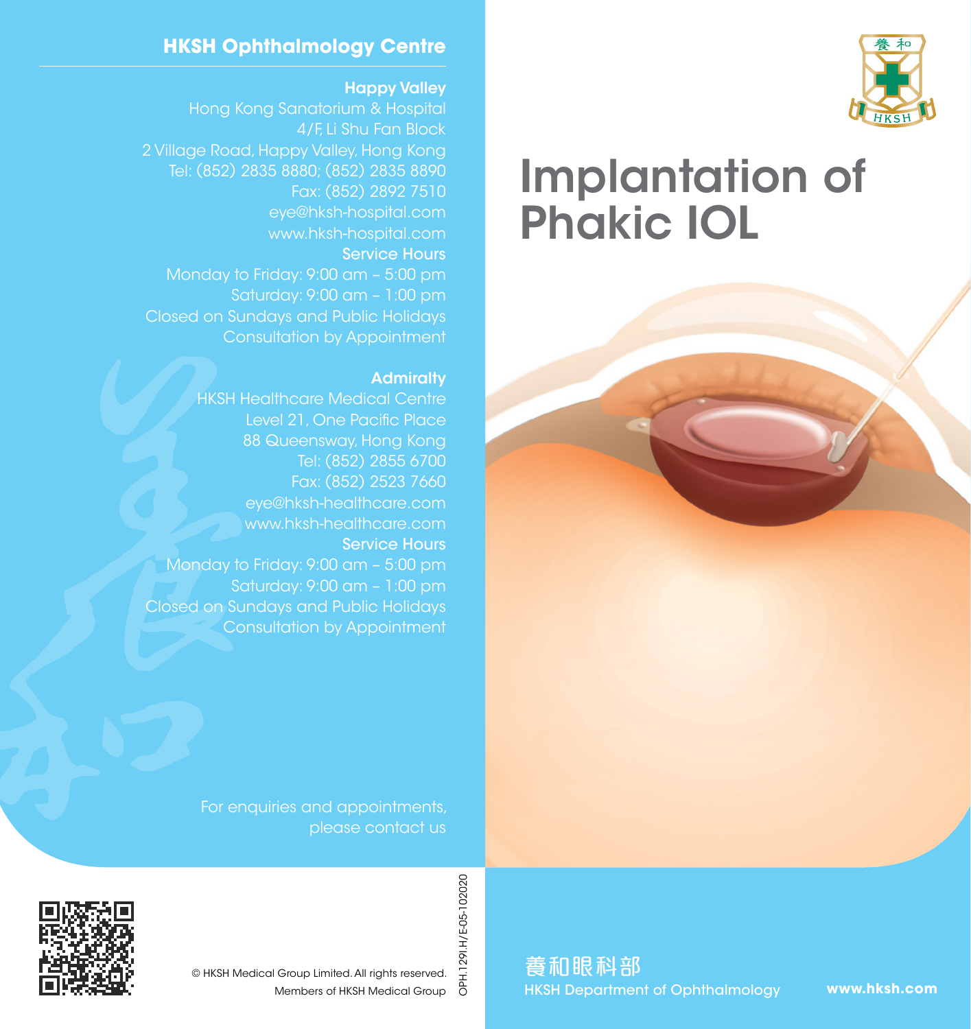# Implantation of Phakic IOL

養和眼科部

HKSH Department of Ophthalmology

www.hksh.com

## HKSH Ophthalmology Centre

### Happy Valley

Hong Kong Sanatorium & Hospital
4/F, Li Shu Fan Block
2 Village Road, Happy Valley, Hong Kong
Tel: (852) 2835 8880; (852) 2835 8890
Fax: (852) 2892 7510
eye@hksh-hospital.com
www.hksh-hospital.com

**Service Hours**

Monday to Friday: 9:00 am – 5:00 pm
Saturday: 9:00 am – 1:00 pm
Closed on Sundays and Public Holidays
Consultation by Appointment

### Admiralty

HKSH Healthcare Medical Centre
Level 21, One Pacific Place
88 Queensway, Hong Kong
Tel: (852) 2855 6700
Fax: (852) 2523 7660
eye@hksh-healthcare.com
www.hksh-healthcare.com

**Service Hours**

Monday to Friday: 9:00 am – 5:00 pm
Saturday: 9:00 am – 1:00 pm
Closed on Sundays and Public Holidays
Consultation by Appointment

For enquiries and appointments, please contact us

© HKSH Medical Group Limited. All rights reserved.
Members of HKSH Medical Group

OPH.129I.H/E-05-102020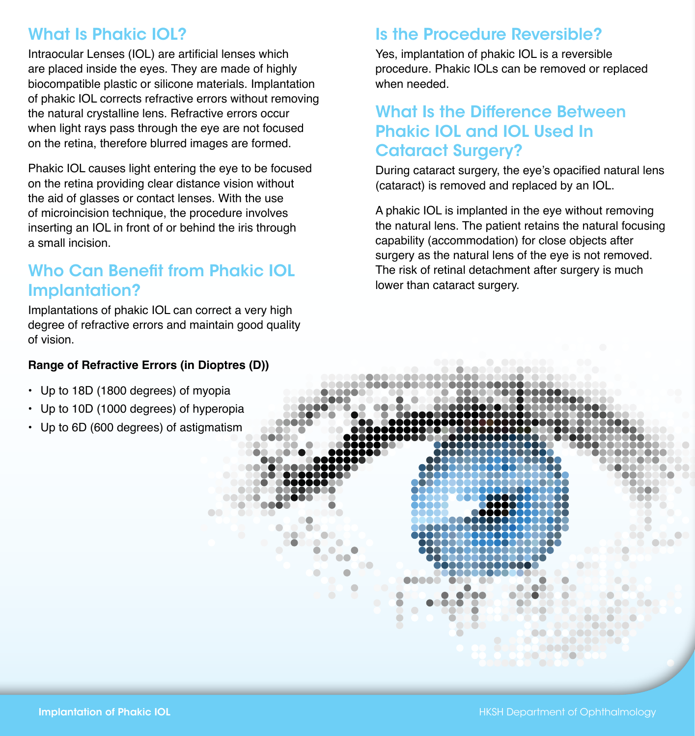## What Is Phakic IOL?

Intraocular Lenses (IOL) are artificial lenses which are placed inside the eyes. They are made of highly biocompatible plastic or silicone materials. Implantation of phakic IOL corrects refractive errors without removing the natural crystalline lens. Refractive errors occur when light rays pass through the eye are not focused on the retina, therefore blurred images are formed.

Phakic IOL causes light entering the eye to be focused on the retina providing clear distance vision without the aid of glasses or contact lenses. With the use of microincision technique, the procedure involves inserting an IOL in front of or behind the iris through a small incision.

## Who Can Benefit from Phakic IOL Implantation?

Implantations of phakic IOL can correct a very high degree of refractive errors and maintain good quality of vision.

**Range of Refractive Errors (in Dioptres (D))**

- Up to 18D (1800 degrees) of myopia
- Up to 10D (1000 degrees) of hyperopia
- Up to 6D (600 degrees) of astigmatism

## Is the Procedure Reversible?

Yes, implantation of phakic IOL is a reversible procedure. Phakic IOLs can be removed or replaced when needed.

## What Is the Difference Between Phakic IOL and IOL Used In Cataract Surgery?

During cataract surgery, the eye's opacified natural lens (cataract) is removed and replaced by an IOL.

A phakic IOL is implanted in the eye without removing the natural lens. The patient retains the natural focusing capability (accommodation) for close objects after surgery as the natural lens of the eye is not removed. The risk of retinal detachment after surgery is much lower than cataract surgery.